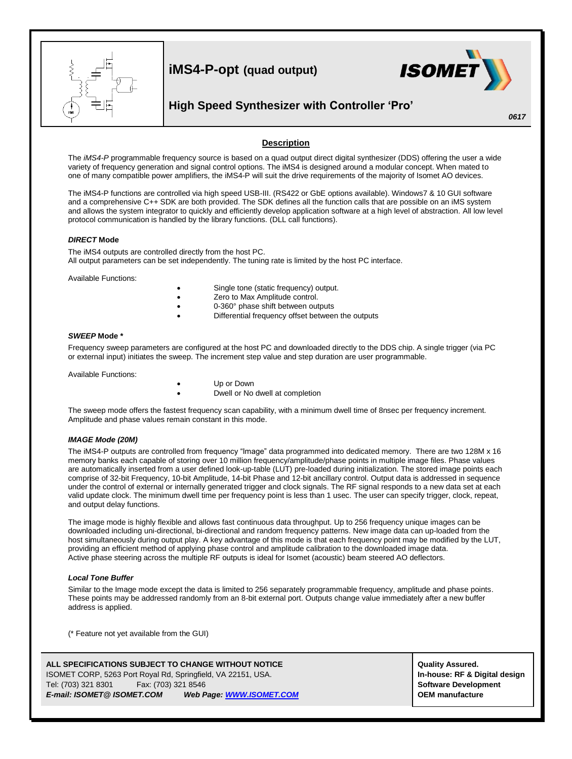# iMS4-P-opt (quad output)

## High Speed Synthesizer with Controller 'Pro'

*0617*

### Description

The *iMS4-P* programmable frequency source is based on a quad output direct digital synthesizer (DDS) offering the user a wide variety of frequency generation and signal control options. The iMS4 is designed around a modular concept. When mated to one of many compatible power amplifiers, the iMS4-P will suit the drive requirements of the majority of Isomet AO devices.

The iMS4-P functions are controlled via high speed USB-III. (RS422 or GbE options available). Windows7 & 10 GUI software and a comprehensive C++ SDK are both provided. The SDK defines all the function calls that are possible on an iMS system and allows the system integrator to quickly and efficiently develop application software at a high level of abstraction. All low level protocol communication is handled by the library functions. (DLL call functions).

#### *DIRECT* Mode

The iMS4 outputs are controlled directly from the host PC.
All output parameters can be set independently. The tuning rate is limited by the host PC interface.

Available Functions:

- Single tone (static frequency) output.
- Zero to Max Amplitude control.
- 0-360° phase shift between outputs
- Differential frequency offset between the outputs

#### *SWEEP* Mode *

Frequency sweep parameters are configured at the host PC and downloaded directly to the DDS chip. A single trigger (via PC or external input) initiates the sweep. The increment step value and step duration are user programmable.

Available Functions:

- Up or Down
- Dwell or No dwell at completion

The sweep mode offers the fastest frequency scan capability, with a minimum dwell time of 8nsec per frequency increment. Amplitude and phase values remain constant in this mode.

#### *IMAGE Mode (20M)*

The iMS4-P outputs are controlled from frequency "Image" data programmed into dedicated memory. There are two 128M x 16 memory banks each capable of storing over 10 million frequency/amplitude/phase points in multiple image files. Phase values are automatically inserted from a user defined look-up-table (LUT) pre-loaded during initialization. The stored image points each comprise of 32-bit Frequency, 10-bit Amplitude, 14-bit Phase and 12-bit ancillary control. Output data is addressed in sequence under the control of external or internally generated trigger and clock signals. The RF signal responds to a new data set at each valid update clock. The minimum dwell time per frequency point is less than 1 usec. The user can specify trigger, clock, repeat, and output delay functions.

The image mode is highly flexible and allows fast continuous data throughput. Up to 256 frequency unique images can be downloaded including uni-directional, bi-directional and random frequency patterns. New image data can up-loaded from the host simultaneously during output play. A key advantage of this mode is that each frequency point may be modified by the LUT, providing an efficient method of applying phase control and amplitude calibration to the downloaded image data.
Active phase steering across the multiple RF outputs is ideal for Isomet (acoustic) beam steered AO deflectors.

#### *Local Tone Buffer*

Similar to the Image mode except the data is limited to 256 separately programmable frequency, amplitude and phase points. These points may be addressed randomly from an 8-bit external port. Outputs change value immediately after a new buffer address is applied.

(* Feature not yet available from the GUI)

**ALL SPECIFICATIONS SUBJECT TO CHANGE WITHOUT NOTICE**
ISOMET CORP, 5263 Port Royal Rd, Springfield, VA 22151, USA.
Tel: (703) 321 8301 Fax: (703) 321 8546
***E-mail: ISOMET@ ISOMET.COM*** ***Web Page: WWW.ISOMET.COM***

**Quality Assured.**
**In-house: RF & Digital design**
**Software Development**
**OEM manufacture**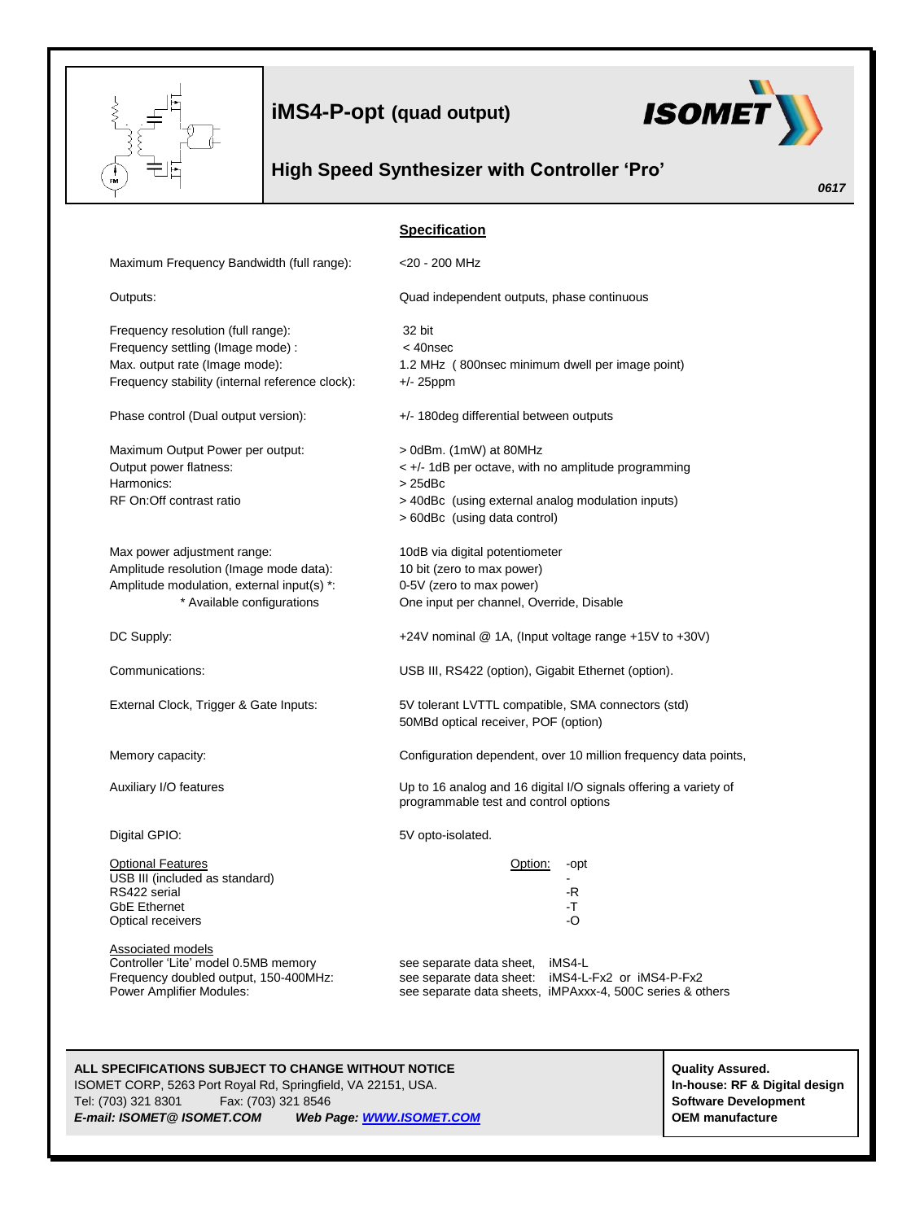# iMS4-P-opt (quad output)

## High Speed Synthesizer with Controller 'Pro'

*0617*

### Specification

| | |
|---|---|
| Maximum Frequency Bandwidth (full range): | <20 - 200 MHz |
| Outputs: | Quad independent outputs, phase continuous |
| Frequency resolution (full range): | 32 bit |
| Frequency settling (Image mode) : | < 40nsec |
| Max. output rate (Image mode): | 1.2 MHz ( 800nsec minimum dwell per image point) |
| Frequency stability (internal reference clock): | +/- 25ppm |
| Phase control (Dual output version): | +/- 180deg differential between outputs |
| Maximum Output Power per output: | > 0dBm. (1mW) at 80MHz |
| Output power flatness: | < +/- 1dB per octave, with no amplitude programming |
| Harmonics: | > 25dBc |
| RF On:Off contrast ratio | > 40dBc (using external analog modulation inputs)<br>> 60dBc (using data control) |
| Max power adjustment range: | 10dB via digital potentiometer |
| Amplitude resolution (Image mode data): | 10 bit (zero to max power) |
| Amplitude modulation, external input(s) *: | 0-5V (zero to max power) |
| * Available configurations | One input per channel, Override, Disable |
| DC Supply: | +24V nominal @ 1A, (Input voltage range +15V to +30V) |
| Communications: | USB III, RS422 (option), Gigabit Ethernet (option). |
| External Clock, Trigger & Gate Inputs: | 5V tolerant LVTTL compatible, SMA connectors (std)<br>50MBd optical receiver, POF (option) |
| Memory capacity: | Configuration dependent, over 10 million frequency data points, |
| Auxiliary I/O features | Up to 16 analog and 16 digital I/O signals offering a variety of programmable test and control options |
| Digital GPIO: | 5V opto-isolated. |

| Optional Features | Option: -opt |
|---|---|
| USB III (included as standard) | - |
| RS422 serial | -R |
| GbE Ethernet | -T |
| Optical receivers | -O |

| Associated models | | |
|---|---|---|
| Controller 'Lite' model 0.5MB memory | see separate data sheet, | iMS4-L |
| Frequency doubled output, 150-400MHz: | see separate data sheet: | iMS4-L-Fx2 or iMS4-P-Fx2 |
| Power Amplifier Modules: | see separate data sheets, | iMPAxxx-4, 500C series & others |

**ALL SPECIFICATIONS SUBJECT TO CHANGE WITHOUT NOTICE**
ISOMET CORP, 5263 Port Royal Rd, Springfield, VA 22151, USA.
Tel: (703) 321 8301 Fax: (703) 321 8546
***E-mail: ISOMET@ ISOMET.COM*** ***Web Page: WWW.ISOMET.COM***

**Quality Assured.**
**In-house: RF & Digital design**
**Software Development**
**OEM manufacture**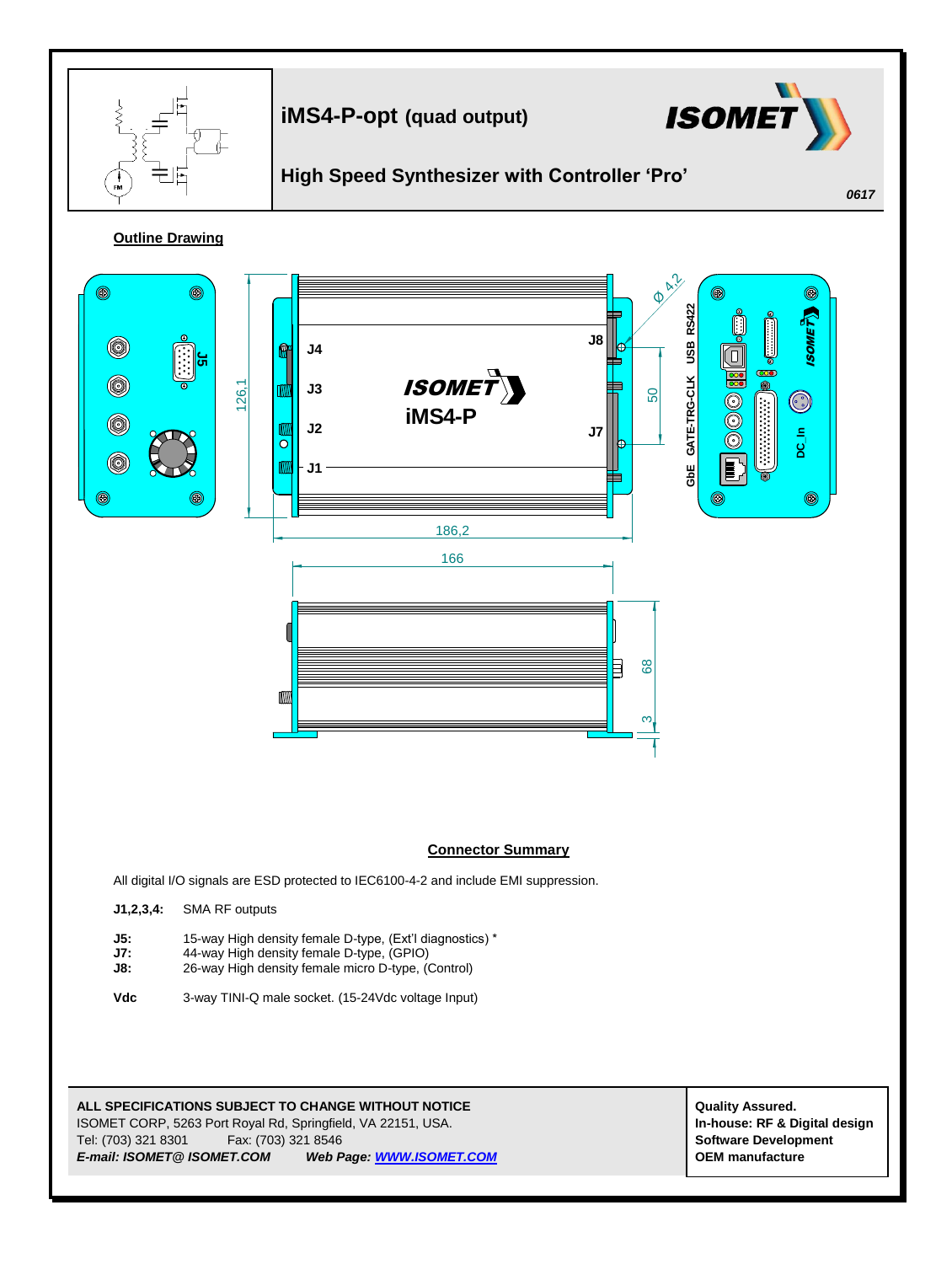# iMS4-P-opt (quad output)

## High Speed Synthesizer with Controller 'Pro'

0617

**Outline Drawing**

J4
J3
J2
J1
J8
J7
J5
ISOMET
iMS4-P
126,1
186,2
166
50
Ø 4,2
68
3
GbE GATE-TRG-CLK USB RS422
DC_In

**Connector Summary**

All digital I/O signals are ESD protected to IEC6100-4-2 and include EMI suppression.

**J1,2,3,4:** SMA RF outputs

**J5:** 15-way High density female D-type, (Ext'l diagnostics) *
**J7:** 44-way High density female D-type, (GPIO)
**J8:** 26-way High density female micro D-type, (Control)

**Vdc** 3-way TINI-Q male socket. (15-24Vdc voltage Input)

**ALL SPECIFICATIONS SUBJECT TO CHANGE WITHOUT NOTICE**
ISOMET CORP, 5263 Port Royal Rd, Springfield, VA 22151, USA.
Tel: (703) 321 8301 Fax: (703) 321 8546
*E-mail: ISOMET@ ISOMET.COM Web Page: WWW.ISOMET.COM*

**Quality Assured.**
**In-house: RF & Digital design**
**Software Development**
**OEM manufacture**